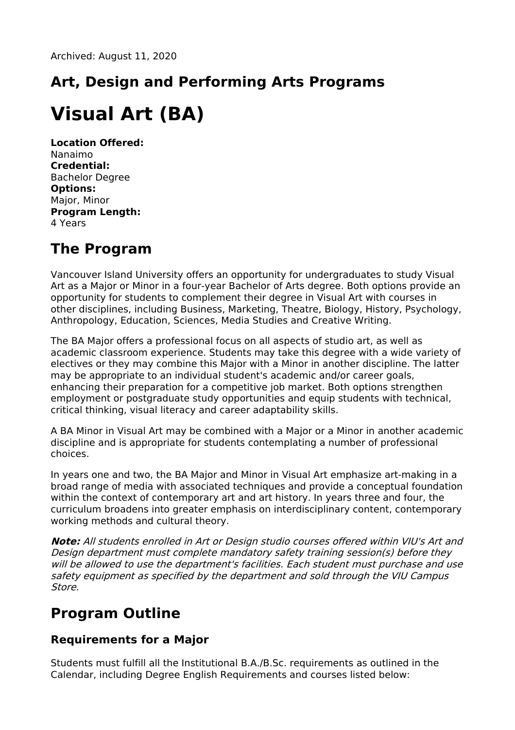Archived: August 11, 2020

## Art, Design and Performing Arts Programs

# Visual Art (BA)

**Location Offered:**
Nanaimo
**Credential:**
Bachelor Degree
**Options:**
Major, Minor
**Program Length:**
4 Years

## The Program

Vancouver Island University offers an opportunity for undergraduates to study Visual Art as a Major or Minor in a four-year Bachelor of Arts degree. Both options provide an opportunity for students to complement their degree in Visual Art with courses in other disciplines, including Business, Marketing, Theatre, Biology, History, Psychology, Anthropology, Education, Sciences, Media Studies and Creative Writing.

The BA Major offers a professional focus on all aspects of studio art, as well as academic classroom experience. Students may take this degree with a wide variety of electives or they may combine this Major with a Minor in another discipline. The latter may be appropriate to an individual student's academic and/or career goals, enhancing their preparation for a competitive job market. Both options strengthen employment or postgraduate study opportunities and equip students with technical, critical thinking, visual literacy and career adaptability skills.

A BA Minor in Visual Art may be combined with a Major or a Minor in another academic discipline and is appropriate for students contemplating a number of professional choices.

In years one and two, the BA Major and Minor in Visual Art emphasize art-making in a broad range of media with associated techniques and provide a conceptual foundation within the context of contemporary art and art history. In years three and four, the curriculum broadens into greater emphasis on interdisciplinary content, contemporary working methods and cultural theory.

***Note:*** *All students enrolled in Art or Design studio courses offered within VIU's Art and Design department must complete mandatory safety training session(s) before they will be allowed to use the department's facilities. Each student must purchase and use safety equipment as specified by the department and sold through the VIU Campus Store.*

## Program Outline

### Requirements for a Major

Students must fulfill all the Institutional B.A./B.Sc. requirements as outlined in the Calendar, including Degree English Requirements and courses listed below: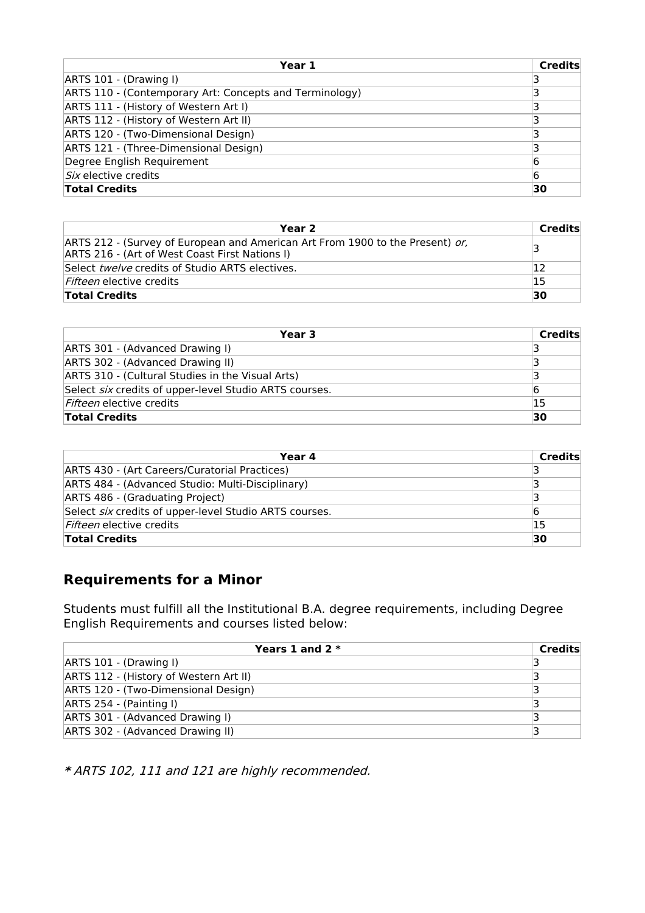| Year 1 | Credits |
| --- | --- |
| ARTS 101 - (Drawing I) | 3 |
| ARTS 110 - (Contemporary Art: Concepts and Terminology) | 3 |
| ARTS 111 - (History of Western Art I) | 3 |
| ARTS 112 - (History of Western Art II) | 3 |
| ARTS 120 - (Two-Dimensional Design) | 3 |
| ARTS 121 - (Three-Dimensional Design) | 3 |
| Degree English Requirement | 6 |
| *Six* elective credits | 6 |
| **Total Credits** | **30** |

| Year 2 | Credits |
| --- | --- |
| ARTS 212 - (Survey of European and American Art From 1900 to the Present) *or,* ARTS 216 - (Art of West Coast First Nations I) | 3 |
| Select *twelve* credits of Studio ARTS electives. | 12 |
| *Fifteen* elective credits | 15 |
| **Total Credits** | **30** |

| Year 3 | Credits |
| --- | --- |
| ARTS 301 - (Advanced Drawing I) | 3 |
| ARTS 302 - (Advanced Drawing II) | 3 |
| ARTS 310 - (Cultural Studies in the Visual Arts) | 3 |
| Select *six* credits of upper-level Studio ARTS courses. | 6 |
| *Fifteen* elective credits | 15 |
| **Total Credits** | **30** |

| Year 4 | Credits |
| --- | --- |
| ARTS 430 - (Art Careers/Curatorial Practices) | 3 |
| ARTS 484 - (Advanced Studio: Multi-Disciplinary) | 3 |
| ARTS 486 - (Graduating Project) | 3 |
| Select *six* credits of upper-level Studio ARTS courses. | 6 |
| *Fifteen* elective credits | 15 |
| **Total Credits** | **30** |

## Requirements for a Minor

Students must fulfill all the Institutional B.A. degree requirements, including Degree English Requirements and courses listed below:

| Years 1 and 2 * | Credits |
| --- | --- |
| ARTS 101 - (Drawing I) | 3 |
| ARTS 112 - (History of Western Art II) | 3 |
| ARTS 120 - (Two-Dimensional Design) | 3 |
| ARTS 254 - (Painting I) | 3 |
| ARTS 301 - (Advanced Drawing I) | 3 |
| ARTS 302 - (Advanced Drawing II) | 3 |

***** *ARTS 102, 111 and 121 are highly recommended.*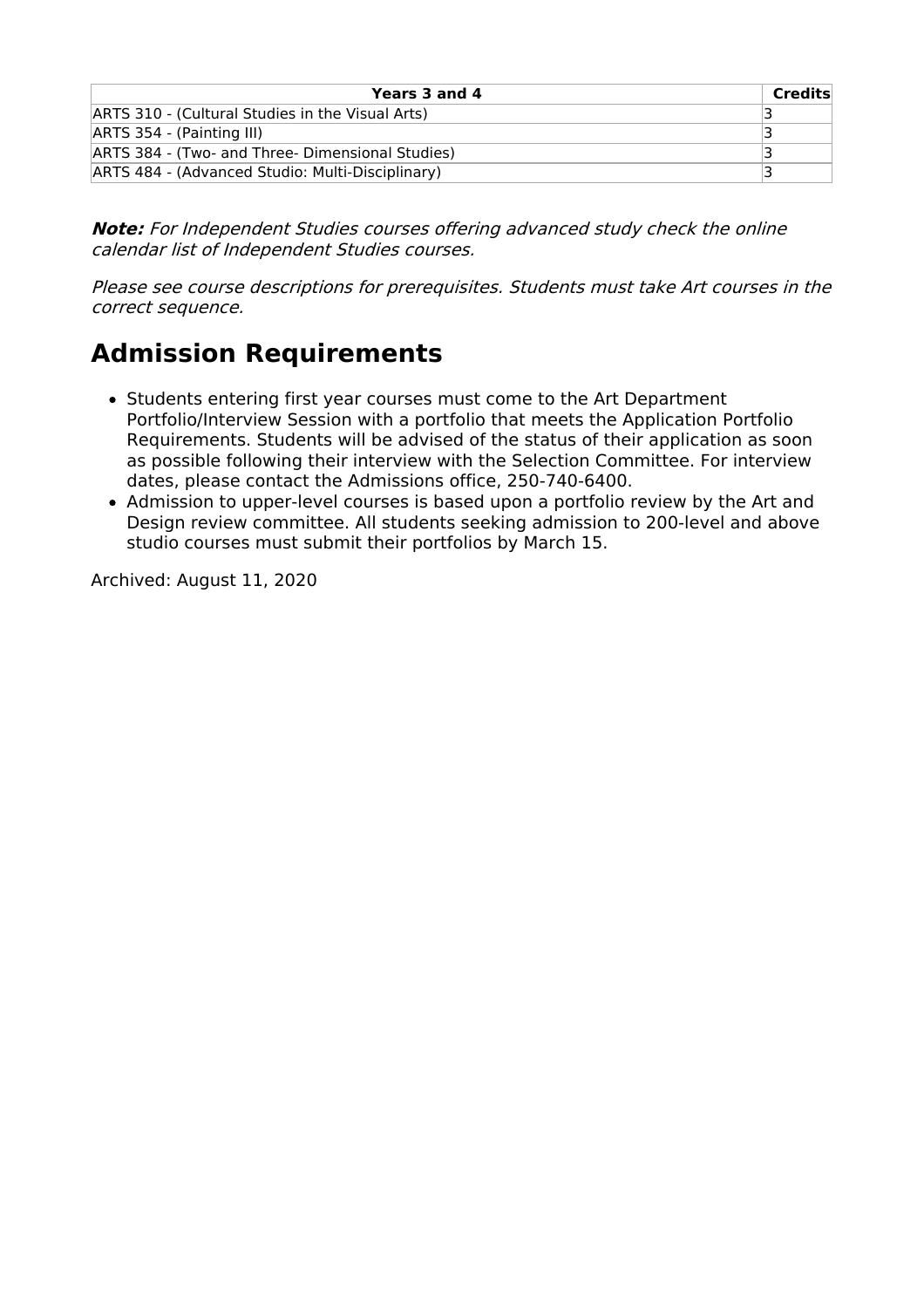| Years 3 and 4 | Credits |
| --- | --- |
| ARTS 310 - (Cultural Studies in the Visual Arts) | 3 |
| ARTS 354 - (Painting III) | 3 |
| ARTS 384 - (Two- and Three- Dimensional Studies) | 3 |
| ARTS 484 - (Advanced Studio: Multi-Disciplinary) | 3 |

***Note:*** *For Independent Studies courses offering advanced study check the online calendar list of Independent Studies courses.*

*Please see course descriptions for prerequisites. Students must take Art courses in the correct sequence.*

## Admission Requirements

- Students entering first year courses must come to the Art Department Portfolio/Interview Session with a portfolio that meets the Application Portfolio Requirements. Students will be advised of the status of their application as soon as possible following their interview with the Selection Committee. For interview dates, please contact the Admissions office, 250-740-6400.
- Admission to upper-level courses is based upon a portfolio review by the Art and Design review committee. All students seeking admission to 200-level and above studio courses must submit their portfolios by March 15.

Archived: August 11, 2020